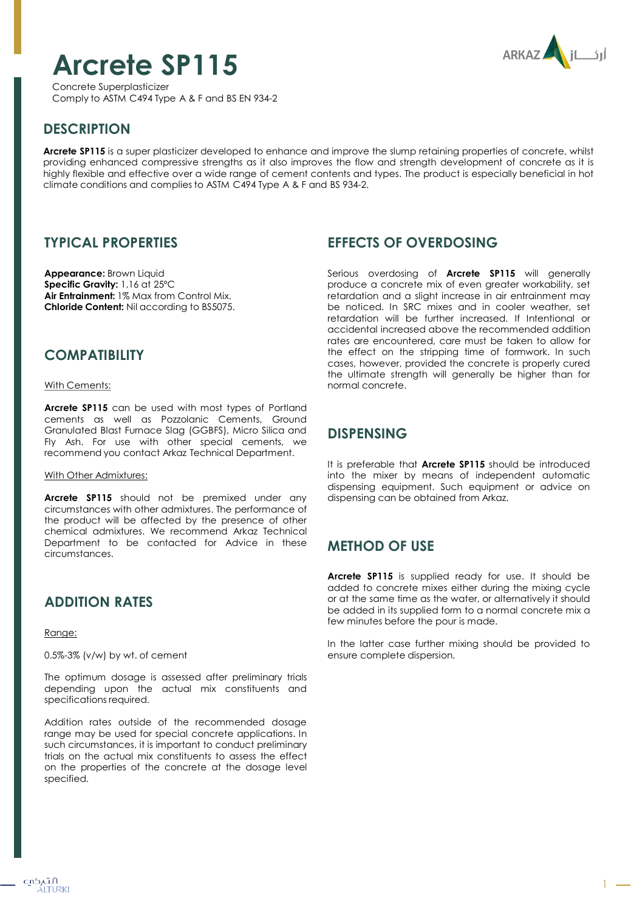# Arcrete SP115

Concrete Superplasticizer
Comply to ASTM C494 Type A & F and BS EN 934-2

## DESCRIPTION

**Arcrete SP115** is a super plasticizer developed to enhance and improve the slump retaining properties of concrete, whilst providing enhanced compressive strengths as it also improves the flow and strength development of concrete as it is highly flexible and effective over a wide range of cement contents and types. The product is especially beneficial in hot climate conditions and complies to ASTM C494 Type A & F and BS 934-2.

## TYPICAL PROPERTIES

**Appearance:** Brown Liquid
**Specific Gravity:** 1.16 at 25°C
**Air Entrainment:** 1% Max from Control Mix.
**Chloride Content:** Nil according to BS5075.

## COMPATIBILITY

With Cements:

**Arcrete SP115** can be used with most types of Portland cements as well as Pozzolanic Cements, Ground Granulated Blast Furnace Slag (GGBFS), Micro Silica and Fly Ash. For use with other special cements, we recommend you contact Arkaz Technical Department.

With Other Admixtures:

**Arcrete SP115** should not be premixed under any circumstances with other admixtures. The performance of the product will be affected by the presence of other chemical admixtures. We recommend Arkaz Technical Department to be contacted for Advice in these circumstances.

## ADDITION RATES

Range:

0.5%-3% (v/w) by wt. of cement

The optimum dosage is assessed after preliminary trials depending upon the actual mix constituents and specifications required.

Addition rates outside of the recommended dosage range may be used for special concrete applications. In such circumstances, it is important to conduct preliminary trials on the actual mix constituents to assess the effect on the properties of the concrete at the dosage level specified.

## EFFECTS OF OVERDOSING

Serious overdosing of **Arcrete SP115** will generally produce a concrete mix of even greater workability, set retardation and a slight increase in air entrainment may be noticed. In SRC mixes and in cooler weather, set retardation will be further increased. If Intentional or accidental increased above the recommended addition rates are encountered, care must be taken to allow for the effect on the stripping time of formwork. In such cases, however, provided the concrete is properly cured the ultimate strength will generally be higher than for normal concrete.

## DISPENSING

It is preferable that **Arcrete SP115** should be introduced into the mixer by means of independent automatic dispensing equipment. Such equipment or advice on dispensing can be obtained from Arkaz.

## METHOD OF USE

**Arcrete SP115** is supplied ready for use. It should be added to concrete mixes either during the mixing cycle or at the same time as the water, or alternatively it should be added in its supplied form to a normal concrete mix a few minutes before the pour is made.

In the latter case further mixing should be provided to ensure complete dispersion.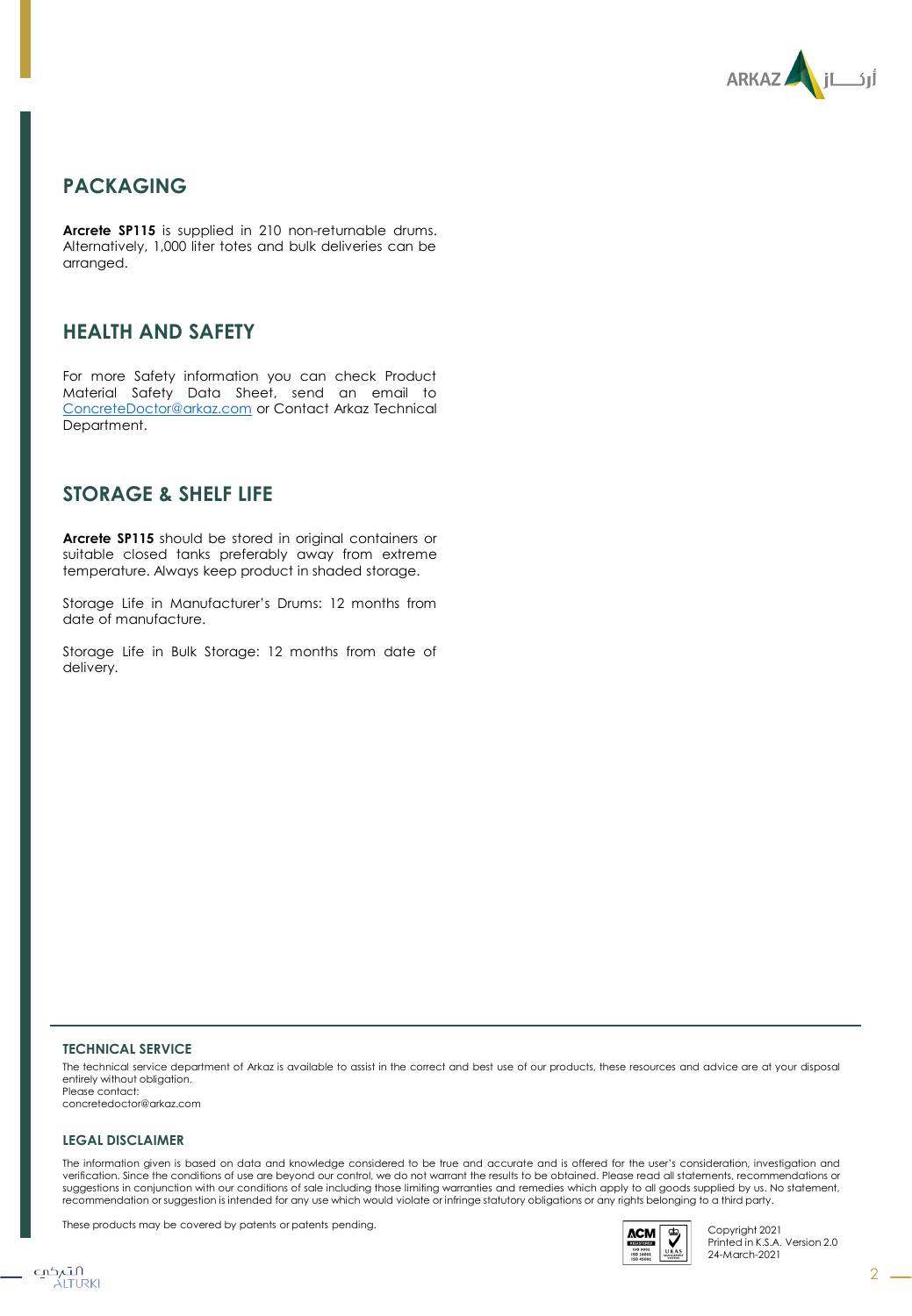## PACKAGING

**Arcrete SP115** is supplied in 210 non-returnable drums. Alternatively, 1,000 liter totes and bulk deliveries can be arranged.

## HEALTH AND SAFETY

For more Safety information you can check Product Material Safety Data Sheet, send an email to ConcreteDoctor@arkaz.com or Contact Arkaz Technical Department.

## STORAGE & SHELF LIFE

**Arcrete SP115** should be stored in original containers or suitable closed tanks preferably away from extreme temperature. Always keep product in shaded storage.

Storage Life in Manufacturer's Drums: 12 months from date of manufacture.

Storage Life in Bulk Storage: 12 months from date of delivery.

### TECHNICAL SERVICE

The technical service department of Arkaz is available to assist in the correct and best use of our products, these resources and advice are at your disposal entirely without obligation.
Please contact:
concretedoctor@arkaz.com

### LEGAL DISCLAIMER

The information given is based on data and knowledge considered to be true and accurate and is offered for the user's consideration, investigation and verification. Since the conditions of use are beyond our control, we do not warrant the results to be obtained. Please read all statements, recommendations or suggestions in conjunction with our conditions of sale including those limiting warranties and remedies which apply to all goods supplied by us. No statement, recommendation or suggestion is intended for any use which would violate or infringe statutory obligations or any rights belonging to a third party.

These products may be covered by patents or patents pending.

Copyright 2021
Printed in K.S.A. Version 2.0
24-March-2021